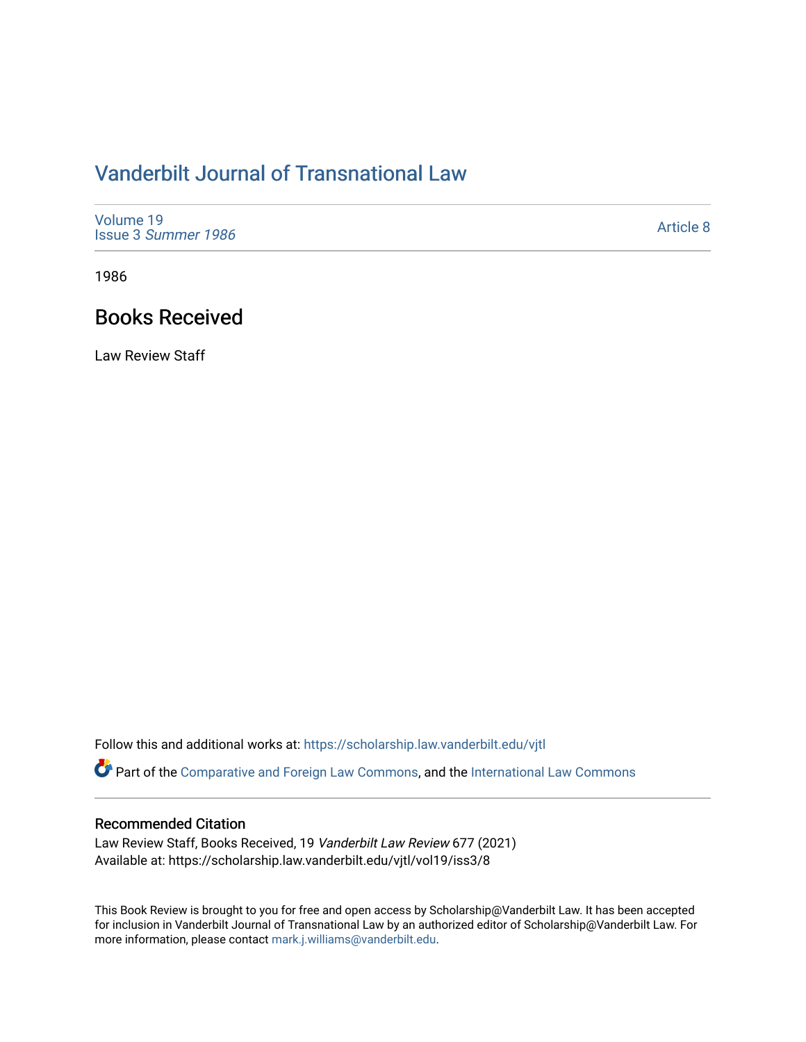# Vanderbilt Journal of Transnational Law

Volume 19
Issue 3 *Summer 1986*

Article 8

1986

## Books Received

Law Review Staff

Follow this and additional works at: https://scholarship.law.vanderbilt.edu/vjtl

Part of the Comparative and Foreign Law Commons, and the International Law Commons

### Recommended Citation

Law Review Staff, Books Received, 19 *Vanderbilt Law Review* 677 (2021)
Available at: https://scholarship.law.vanderbilt.edu/vjtl/vol19/iss3/8

This Book Review is brought to you for free and open access by Scholarship@Vanderbilt Law. It has been accepted for inclusion in Vanderbilt Journal of Transnational Law by an authorized editor of Scholarship@Vanderbilt Law. For more information, please contact mark.j.williams@vanderbilt.edu.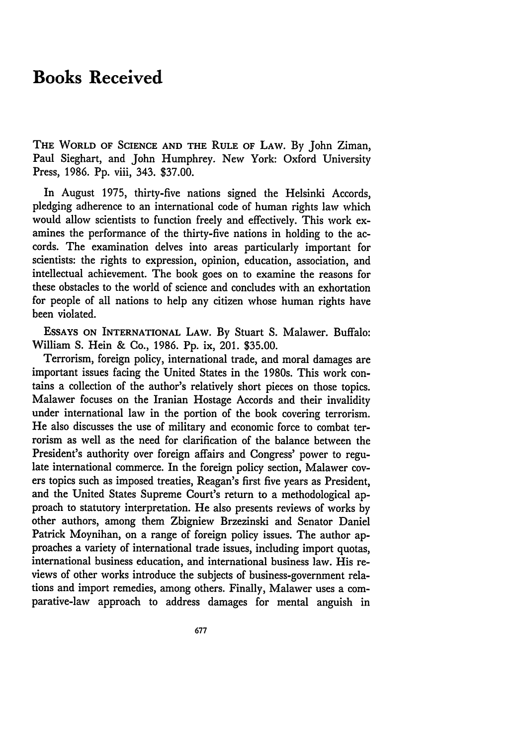# Books Received

THE WORLD OF SCIENCE AND THE RULE OF LAW. By John Ziman, Paul Sieghart, and John Humphrey. New York: Oxford University Press, 1986. Pp. viii, 343. $37.00.

In August 1975, thirty-five nations signed the Helsinki Accords, pledging adherence to an international code of human rights law which would allow scientists to function freely and effectively. This work examines the performance of the thirty-five nations in holding to the accords. The examination delves into areas particularly important for scientists: the rights to expression, opinion, education, association, and intellectual achievement. The book goes on to examine the reasons for these obstacles to the world of science and concludes with an exhortation for people of all nations to help any citizen whose human rights have been violated.

ESSAYS ON INTERNATIONAL LAW. By Stuart S. Malawer. Buffalo: William S. Hein & Co., 1986. Pp. ix, 201. $35.00.

Terrorism, foreign policy, international trade, and moral damages are important issues facing the United States in the 1980s. This work contains a collection of the author's relatively short pieces on those topics. Malawer focuses on the Iranian Hostage Accords and their invalidity under international law in the portion of the book covering terrorism. He also discusses the use of military and economic force to combat terrorism as well as the need for clarification of the balance between the President's authority over foreign affairs and Congress' power to regulate international commerce. In the foreign policy section, Malawer covers topics such as imposed treaties, Reagan's first five years as President, and the United States Supreme Court's return to a methodological approach to statutory interpretation. He also presents reviews of works by other authors, among them Zbigniew Brzezinski and Senator Daniel Patrick Moynihan, on a range of foreign policy issues. The author approaches a variety of international trade issues, including import quotas, international business education, and international business law. His reviews of other works introduce the subjects of business-government relations and import remedies, among others. Finally, Malawer uses a comparative-law approach to address damages for mental anguish in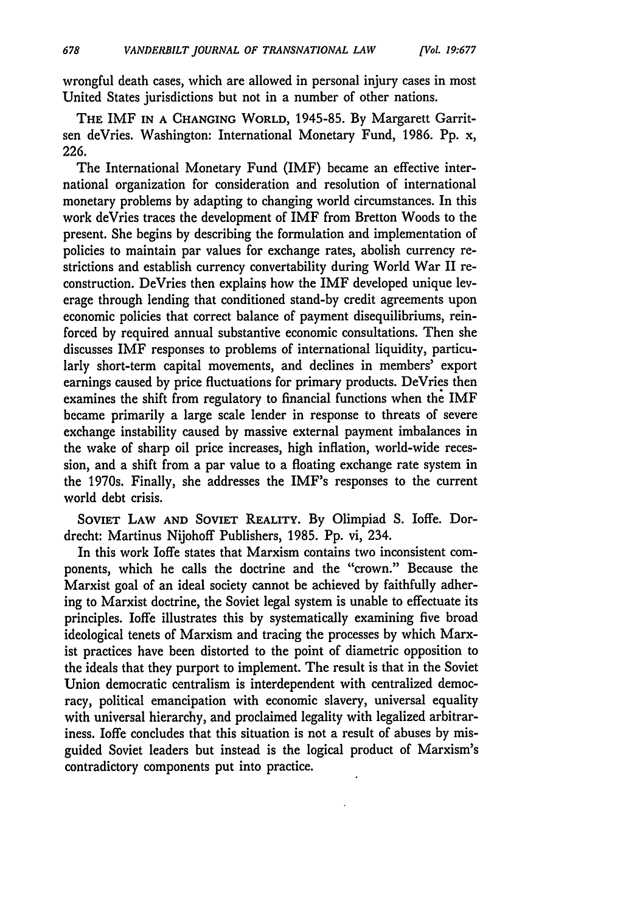wrongful death cases, which are allowed in personal injury cases in most United States jurisdictions but not in a number of other nations.

THE IMF IN A CHANGING WORLD, 1945-85. By Margarett Garritsen deVries. Washington: International Monetary Fund, 1986. Pp. x, 226.

The International Monetary Fund (IMF) became an effective international organization for consideration and resolution of international monetary problems by adapting to changing world circumstances. In this work deVries traces the development of IMF from Bretton Woods to the present. She begins by describing the formulation and implementation of policies to maintain par values for exchange rates, abolish currency restrictions and establish currency convertability during World War II reconstruction. DeVries then explains how the IMF developed unique leverage through lending that conditioned stand-by credit agreements upon economic policies that correct balance of payment disequilibriums, reinforced by required annual substantive economic consultations. Then she discusses IMF responses to problems of international liquidity, particularly short-term capital movements, and declines in members' export earnings caused by price fluctuations for primary products. DeVries then examines the shift from regulatory to financial functions when the IMF became primarily a large scale lender in response to threats of severe exchange instability caused by massive external payment imbalances in the wake of sharp oil price increases, high inflation, world-wide recession, and a shift from a par value to a floating exchange rate system in the 1970s. Finally, she addresses the IMF's responses to the current world debt crisis.

SOVIET LAW AND SOVIET REALITY. By Olimpiad S. Ioffe. Dordrecht: Martinus Nijohoff Publishers, 1985. Pp. vi, 234.

In this work Ioffe states that Marxism contains two inconsistent components, which he calls the doctrine and the "crown." Because the Marxist goal of an ideal society cannot be achieved by faithfully adhering to Marxist doctrine, the Soviet legal system is unable to effectuate its principles. Ioffe illustrates this by systematically examining five broad ideological tenets of Marxism and tracing the processes by which Marxist practices have been distorted to the point of diametric opposition to the ideals that they purport to implement. The result is that in the Soviet Union democratic centralism is interdependent with centralized democracy, political emancipation with economic slavery, universal equality with universal hierarchy, and proclaimed legality with legalized arbitrariness. Ioffe concludes that this situation is not a result of abuses by misguided Soviet leaders but instead is the logical product of Marxism's contradictory components put into practice.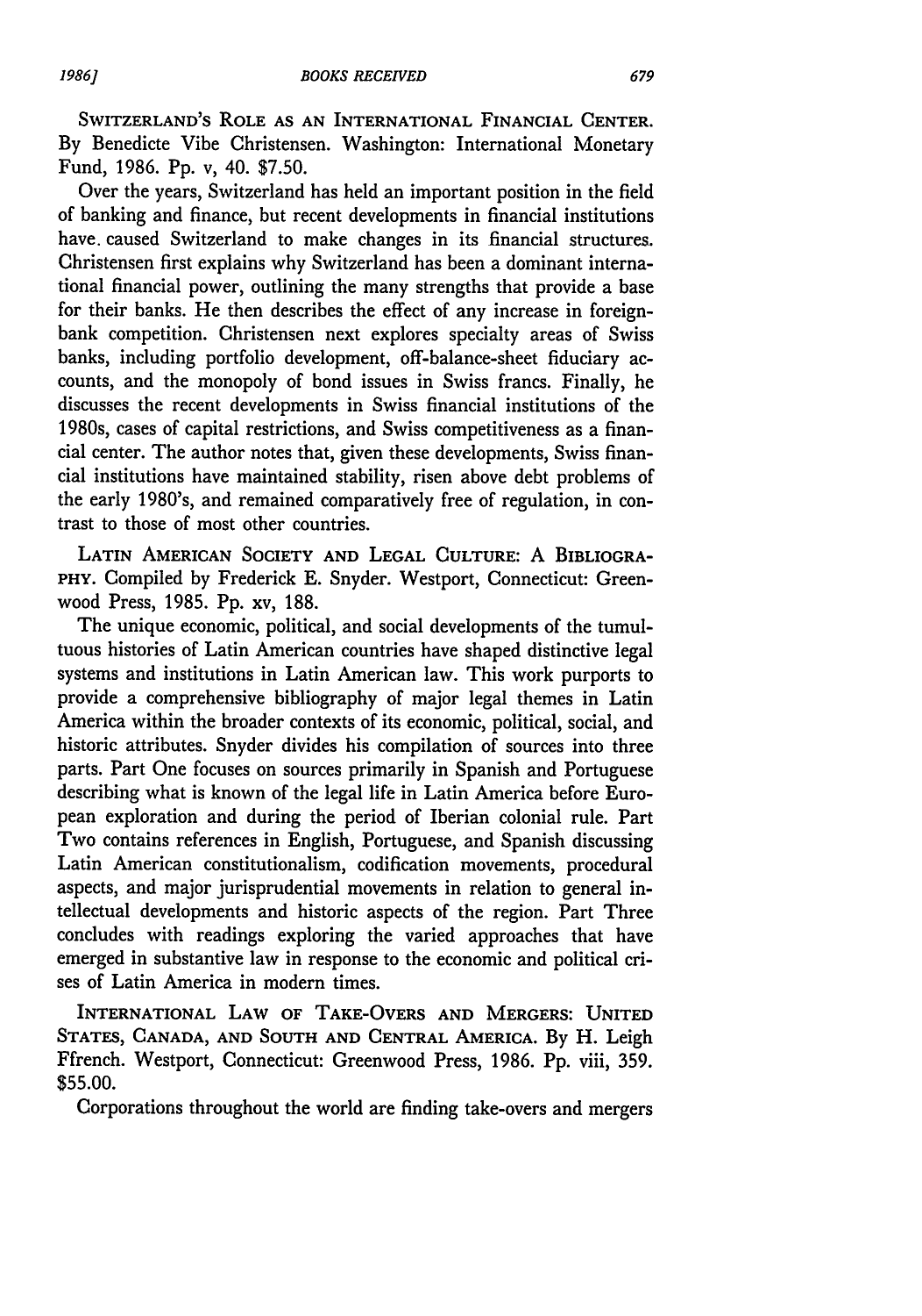SWITZERLAND'S ROLE AS AN INTERNATIONAL FINANCIAL CENTER. By Benedicte Vibe Christensen. Washington: International Monetary Fund, 1986. Pp. v, 40. $7.50.

Over the years, Switzerland has held an important position in the field of banking and finance, but recent developments in financial institutions have caused Switzerland to make changes in its financial structures. Christensen first explains why Switzerland has been a dominant international financial power, outlining the many strengths that provide a base for their banks. He then describes the effect of any increase in foreign-bank competition. Christensen next explores specialty areas of Swiss banks, including portfolio development, off-balance-sheet fiduciary accounts, and the monopoly of bond issues in Swiss francs. Finally, he discusses the recent developments in Swiss financial institutions of the 1980s, cases of capital restrictions, and Swiss competitiveness as a financial center. The author notes that, given these developments, Swiss financial institutions have maintained stability, risen above debt problems of the early 1980's, and remained comparatively free of regulation, in contrast to those of most other countries.

LATIN AMERICAN SOCIETY AND LEGAL CULTURE: A BIBLIOGRAPHY. Compiled by Frederick E. Snyder. Westport, Connecticut: Greenwood Press, 1985. Pp. xv, 188.

The unique economic, political, and social developments of the tumultuous histories of Latin American countries have shaped distinctive legal systems and institutions in Latin American law. This work purports to provide a comprehensive bibliography of major legal themes in Latin America within the broader contexts of its economic, political, social, and historic attributes. Snyder divides his compilation of sources into three parts. Part One focuses on sources primarily in Spanish and Portuguese describing what is known of the legal life in Latin America before European exploration and during the period of Iberian colonial rule. Part Two contains references in English, Portuguese, and Spanish discussing Latin American constitutionalism, codification movements, procedural aspects, and major jurisprudential movements in relation to general intellectual developments and historic aspects of the region. Part Three concludes with readings exploring the varied approaches that have emerged in substantive law in response to the economic and political crises of Latin America in modern times.

INTERNATIONAL LAW OF TAKE-OVERS AND MERGERS: UNITED STATES, CANADA, AND SOUTH AND CENTRAL AMERICA. By H. Leigh Ffrench. Westport, Connecticut: Greenwood Press, 1986. Pp. viii, 359. $55.00.

Corporations throughout the world are finding take-overs and mergers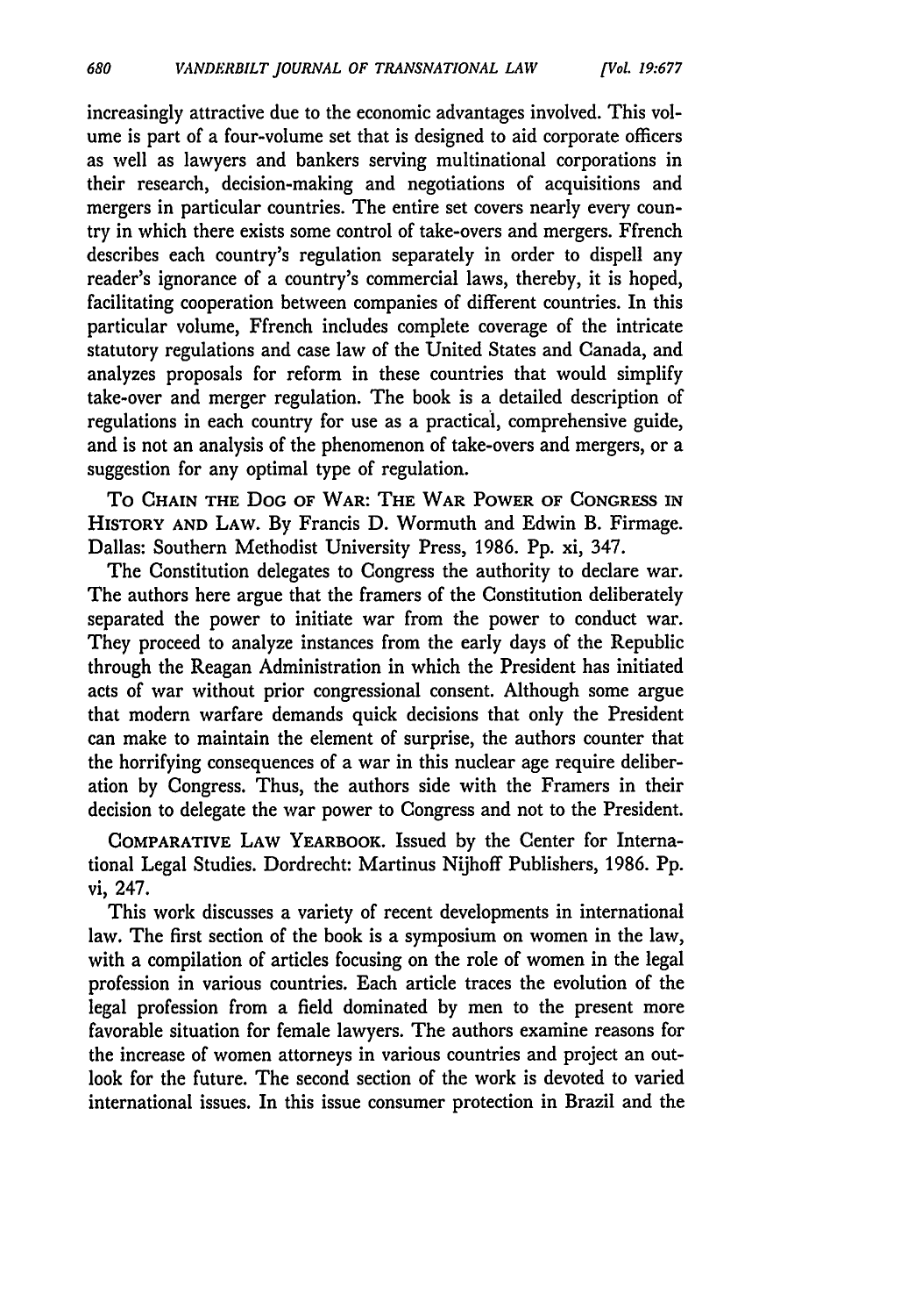increasingly attractive due to the economic advantages involved. This volume is part of a four-volume set that is designed to aid corporate officers as well as lawyers and bankers serving multinational corporations in their research, decision-making and negotiations of acquisitions and mergers in particular countries. The entire set covers nearly every country in which there exists some control of take-overs and mergers. Ffrench describes each country's regulation separately in order to dispell any reader's ignorance of a country's commercial laws, thereby, it is hoped, facilitating cooperation between companies of different countries. In this particular volume, Ffrench includes complete coverage of the intricate statutory regulations and case law of the United States and Canada, and analyzes proposals for reform in these countries that would simplify take-over and merger regulation. The book is a detailed description of regulations in each country for use as a practical, comprehensive guide, and is not an analysis of the phenomenon of take-overs and mergers, or a suggestion for any optimal type of regulation.

TO CHAIN THE DOG OF WAR: THE WAR POWER OF CONGRESS IN HISTORY AND LAW. By Francis D. Wormuth and Edwin B. Firmage. Dallas: Southern Methodist University Press, 1986. Pp. xi, 347.

The Constitution delegates to Congress the authority to declare war. The authors here argue that the framers of the Constitution deliberately separated the power to initiate war from the power to conduct war. They proceed to analyze instances from the early days of the Republic through the Reagan Administration in which the President has initiated acts of war without prior congressional consent. Although some argue that modern warfare demands quick decisions that only the President can make to maintain the element of surprise, the authors counter that the horrifying consequences of a war in this nuclear age require deliberation by Congress. Thus, the authors side with the Framers in their decision to delegate the war power to Congress and not to the President.

COMPARATIVE LAW YEARBOOK. Issued by the Center for International Legal Studies. Dordrecht: Martinus Nijhoff Publishers, 1986. Pp. vi, 247.

This work discusses a variety of recent developments in international law. The first section of the book is a symposium on women in the law, with a compilation of articles focusing on the role of women in the legal profession in various countries. Each article traces the evolution of the legal profession from a field dominated by men to the present more favorable situation for female lawyers. The authors examine reasons for the increase of women attorneys in various countries and project an outlook for the future. The second section of the work is devoted to varied international issues. In this issue consumer protection in Brazil and the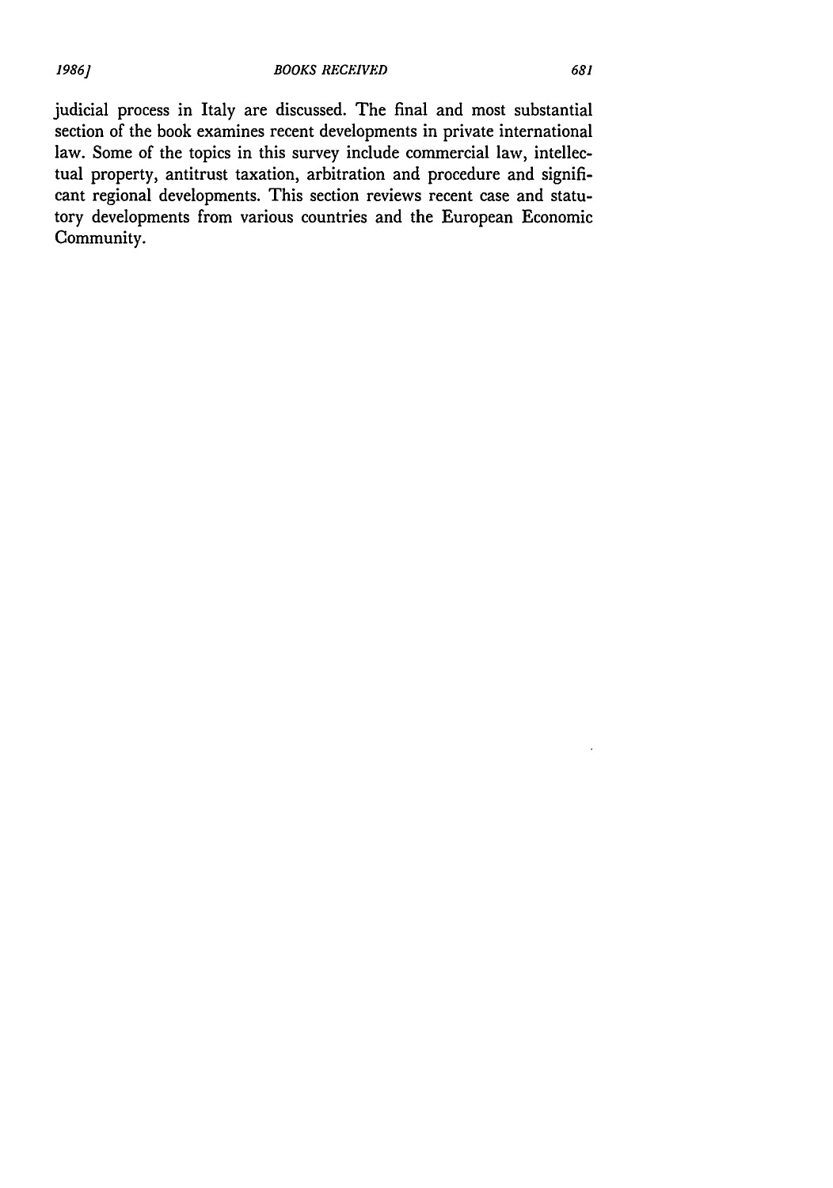judicial process in Italy are discussed. The final and most substantial section of the book examines recent developments in private international law. Some of the topics in this survey include commercial law, intellectual property, antitrust taxation, arbitration and procedure and significant regional developments. This section reviews recent case and statutory developments from various countries and the European Economic Community.